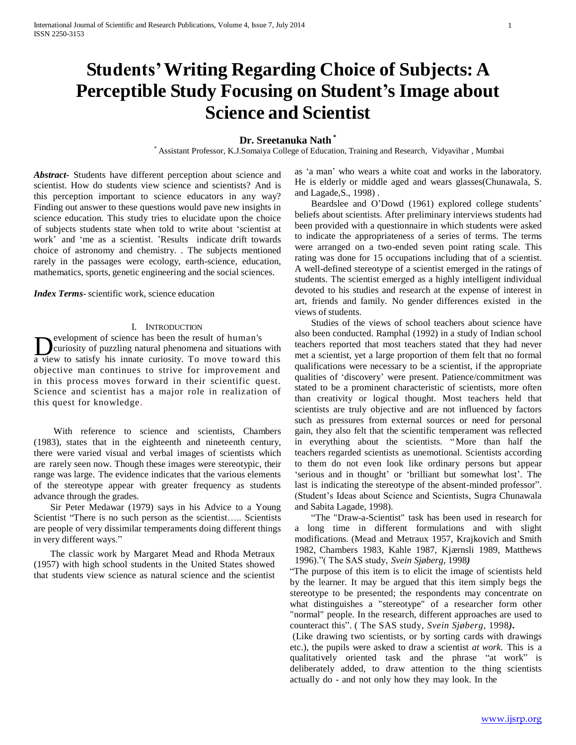# Students' Writing Regarding Choice of Subjects: A Perceptible Study Focusing on Student's Image about Science and Scientist

**Dr. Sreetanuka Nath [*]**

[*] Assistant Professor, K.J.Somaiya College of Education, Training and Research, Vidyavihar , Mumbai

***Abstract-*** Students have different perception about science and scientist. How do students view science and scientists? And is this perception important to science educators in any way? Finding out answer to these questions would pave new insights in science education. This study tries to elucidate upon the choice of subjects students state when told to write about 'scientist at work' and 'me as a scientist. 'Results indicate drift towards choice of astronomy and chemistry. . The subjects mentioned rarely in the passages were ecology, earth-science, education, mathematics, sports, genetic engineering and the social sciences.

***Index Terms-*** scientific work, science education

## I. Introduction

Development of science has been the result of human's curiosity of puzzling natural phenomena and situations with a view to satisfy his innate curiosity. To move toward this objective man continues to strive for improvement and in this process moves forward in their scientific quest. Science and scientist has a major role in realization of this quest for knowledge.

With reference to science and scientists, Chambers (1983), states that in the eighteenth and nineteenth century, there were varied visual and verbal images of scientists which are rarely seen now. Though these images were stereotypic, their range was large. The evidence indicates that the various elements of the stereotype appear with greater frequency as students advance through the grades.

Sir Peter Medawar (1979) says in his Advice to a Young Scientist "There is no such person as the scientist….. Scientists are people of very dissimilar temperaments doing different things in very different ways."

The classic work by Margaret Mead and Rhoda Metraux (1957) with high school students in the United States showed that students view science as natural science and the scientist as 'a man' who wears a white coat and works in the laboratory. He is elderly or middle aged and wears glasses(Chunawala, S. and Lagade,S., 1998) .

Beardslee and O'Dowd (1961) explored college students' beliefs about scientists. After preliminary interviews students had been provided with a questionnaire in which students were asked to indicate the appropriateness of a series of terms. The terms were arranged on a two-ended seven point rating scale. This rating was done for 15 occupations including that of a scientist. A well-defined stereotype of a scientist emerged in the ratings of students. The scientist emerged as a highly intelligent individual devoted to his studies and research at the expense of interest in art, friends and family. No gender differences existed in the views of students.

Studies of the views of school teachers about science have also been conducted. Ramphal (1992) in a study of Indian school teachers reported that most teachers stated that they had never met a scientist, yet a large proportion of them felt that no formal qualifications were necessary to be a scientist, if the appropriate qualities of 'discovery' were present. Patience/commitment was stated to be a prominent characteristic of scientists, more often than creativity or logical thought. Most teachers held that scientists are truly objective and are not influenced by factors such as pressures from external sources or need for personal gain, they also felt that the scientific temperament was reflected in everything about the scientists. "More than half the teachers regarded scientists as unemotional. Scientists according to them do not even look like ordinary persons but appear 'serious and in thought' or 'brilliant but somewhat lost'. The last is indicating the stereotype of the absent-minded professor". (Student's Ideas about Science and Scientists, Sugra Chunawala and Sabita Lagade, 1998).

"The "Draw-a-Scientist" task has been used in research for a long time in different formulations and with slight modifications. (Mead and Metraux 1957, Krajkovich and Smith 1982, Chambers 1983, Kahle 1987, Kjærnsli 1989, Matthews 1996)."( The SAS study, *Svein Sjøberg*, 1998*)*

"The purpose of this item is to elicit the image of scientists held by the learner. It may be argued that this item simply begs the stereotype to be presented; the respondents may concentrate on what distinguishes a "stereotype" of a researcher form other "normal" people. In the research, different approaches are used to counteract this". ( The SAS study, *Svein Sjøberg*, 1998**).**

(Like drawing two scientists, or by sorting cards with drawings etc.), the pupils were asked to draw a scientist *at work.* This is a qualitatively oriented task and the phrase "at work" is deliberately added, to draw attention to the thing scientists actually do - and not only how they may look. In the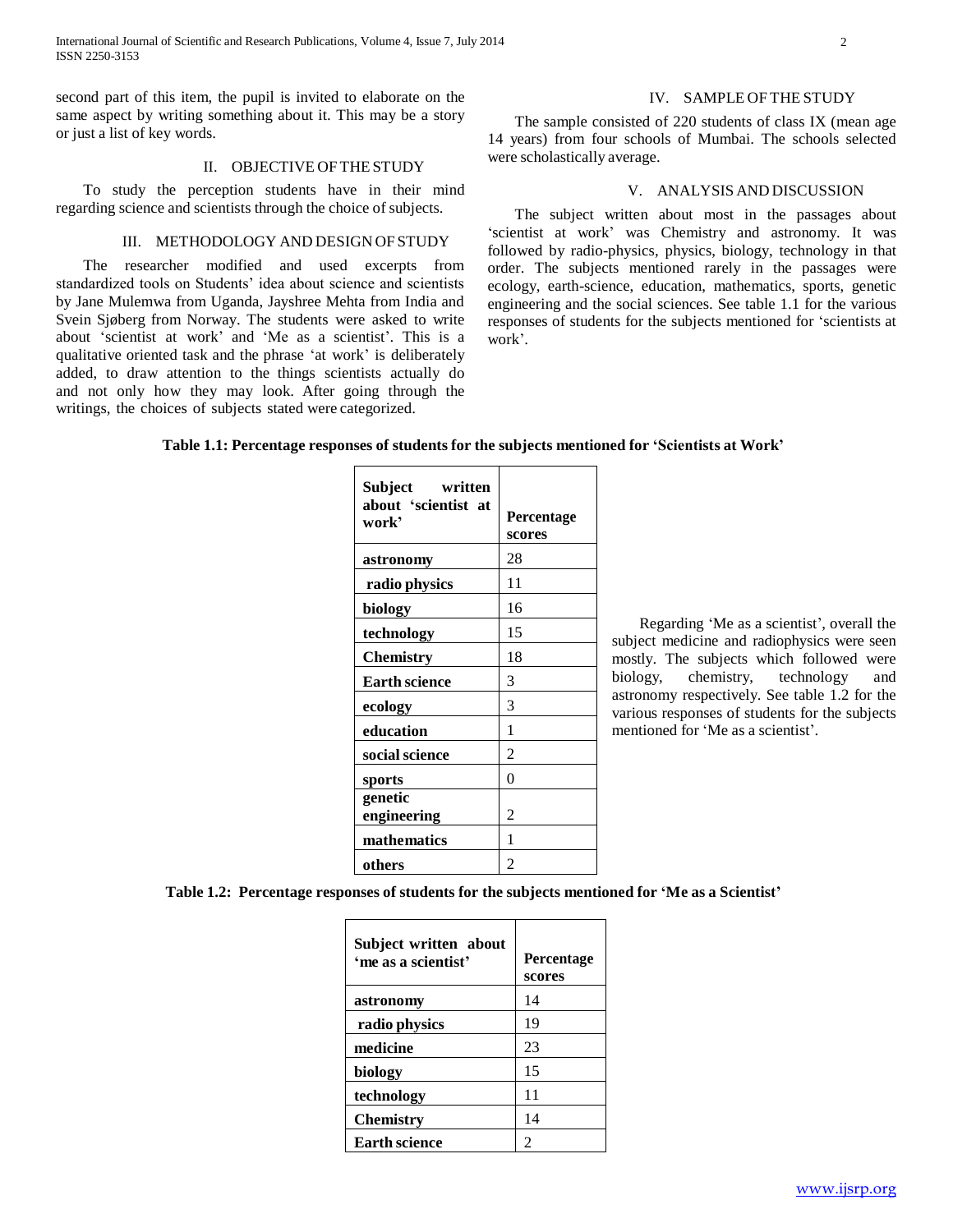second part of this item, the pupil is invited to elaborate on the same aspect by writing something about it. This may be a story or just a list of key words.

## II. OBJECTIVE OF THE STUDY

To study the perception students have in their mind regarding science and scientists through the choice of subjects.

## III. METHODOLOGY AND DESIGN OF STUDY

The researcher modified and used excerpts from standardized tools on Students' idea about science and scientists by Jane Mulemwa from Uganda, Jayshree Mehta from India and Svein Sjøberg from Norway. The students were asked to write about 'scientist at work' and 'Me as a scientist'. This is a qualitative oriented task and the phrase 'at work' is deliberately added, to draw attention to the things scientists actually do and not only how they may look. After going through the writings, the choices of subjects stated were categorized.

## IV. SAMPLE OF THE STUDY

The sample consisted of 220 students of class IX (mean age 14 years) from four schools of Mumbai. The schools selected were scholastically average.

## V. ANALYSIS AND DISCUSSION

The subject written about most in the passages about 'scientist at work' was Chemistry and astronomy. It was followed by radio-physics, physics, biology, technology in that order. The subjects mentioned rarely in the passages were ecology, earth-science, education, mathematics, sports, genetic engineering and the social sciences. See table 1.1 for the various responses of students for the subjects mentioned for 'scientists at work'.

**Table 1.1: Percentage responses of students for the subjects mentioned for 'Scientists at Work'**

| Subject written about 'scientist at work' | Percentage scores |
|---|---|
| astronomy | 28 |
| radio physics | 11 |
| biology | 16 |
| technology | 15 |
| Chemistry | 18 |
| Earth science | 3 |
| ecology | 3 |
| education | 1 |
| social science | 2 |
| sports | 0 |
| genetic engineering | 2 |
| mathematics | 1 |
| others | 2 |

Regarding 'Me as a scientist', overall the subject medicine and radiophysics were seen mostly. The subjects which followed were biology, chemistry, technology and astronomy respectively. See table 1.2 for the various responses of students for the subjects mentioned for 'Me as a scientist'.

**Table 1.2: Percentage responses of students for the subjects mentioned for 'Me as a Scientist'**

| Subject written about 'me as a scientist' | Percentage scores |
|---|---|
| astronomy | 14 |
| radio physics | 19 |
| medicine | 23 |
| biology | 15 |
| technology | 11 |
| Chemistry | 14 |
| Earth science | 2 |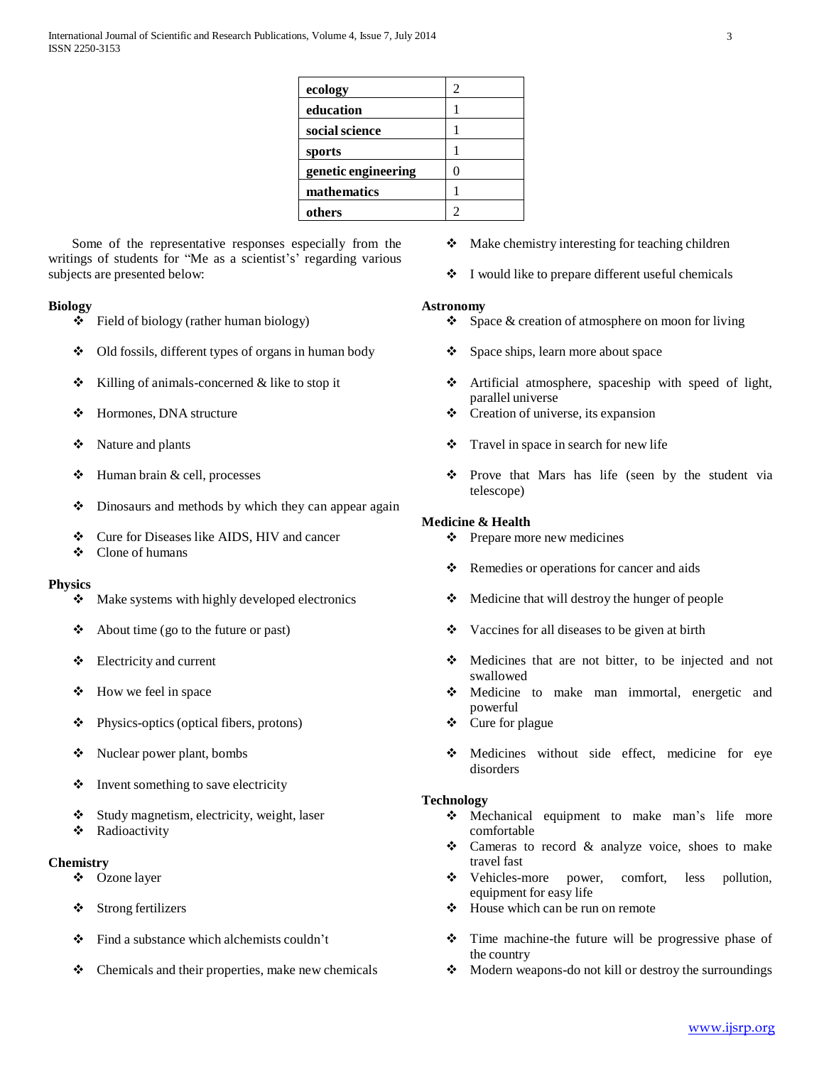| ecology | 2 |
|---|---|
| education | 1 |
| social science | 1 |
| sports | 1 |
| genetic engineering | 0 |
| mathematics | 1 |
| others | 2 |

Some of the representative responses especially from the writings of students for "Me as a scientist's' regarding various subjects are presented below:

**Biology**

- Field of biology (rather human biology)
- Old fossils, different types of organs in human body
- Killing of animals-concerned & like to stop it
- Hormones, DNA structure
- Nature and plants
- Human brain & cell, processes
- Dinosaurs and methods by which they can appear again
- Cure for Diseases like AIDS, HIV and cancer
- Clone of humans

**Physics**

- Make systems with highly developed electronics
- About time (go to the future or past)
- Electricity and current
- How we feel in space
- Physics-optics (optical fibers, protons)
- Nuclear power plant, bombs
- Invent something to save electricity
- Study magnetism, electricity, weight, laser
- Radioactivity

**Chemistry**

- Ozone layer
- Strong fertilizers
- Find a substance which alchemists couldn't
- Chemicals and their properties, make new chemicals
- Make chemistry interesting for teaching children
- I would like to prepare different useful chemicals

**Astronomy**

- Space & creation of atmosphere on moon for living
- Space ships, learn more about space
- Artificial atmosphere, spaceship with speed of light, parallel universe
- Creation of universe, its expansion
- Travel in space in search for new life
- Prove that Mars has life (seen by the student via telescope)

**Medicine & Health**

- Prepare more new medicines
- Remedies or operations for cancer and aids
- Medicine that will destroy the hunger of people
- Vaccines for all diseases to be given at birth
- Medicines that are not bitter, to be injected and not swallowed
- Medicine to make man immortal, energetic and powerful
- Cure for plague
- Medicines without side effect, medicine for eye disorders

**Technology**

- Mechanical equipment to make man's life more comfortable
- Cameras to record & analyze voice, shoes to make travel fast
- Vehicles-more power, comfort, less pollution, equipment for easy life
- House which can be run on remote
- Time machine-the future will be progressive phase of the country
- Modern weapons-do not kill or destroy the surroundings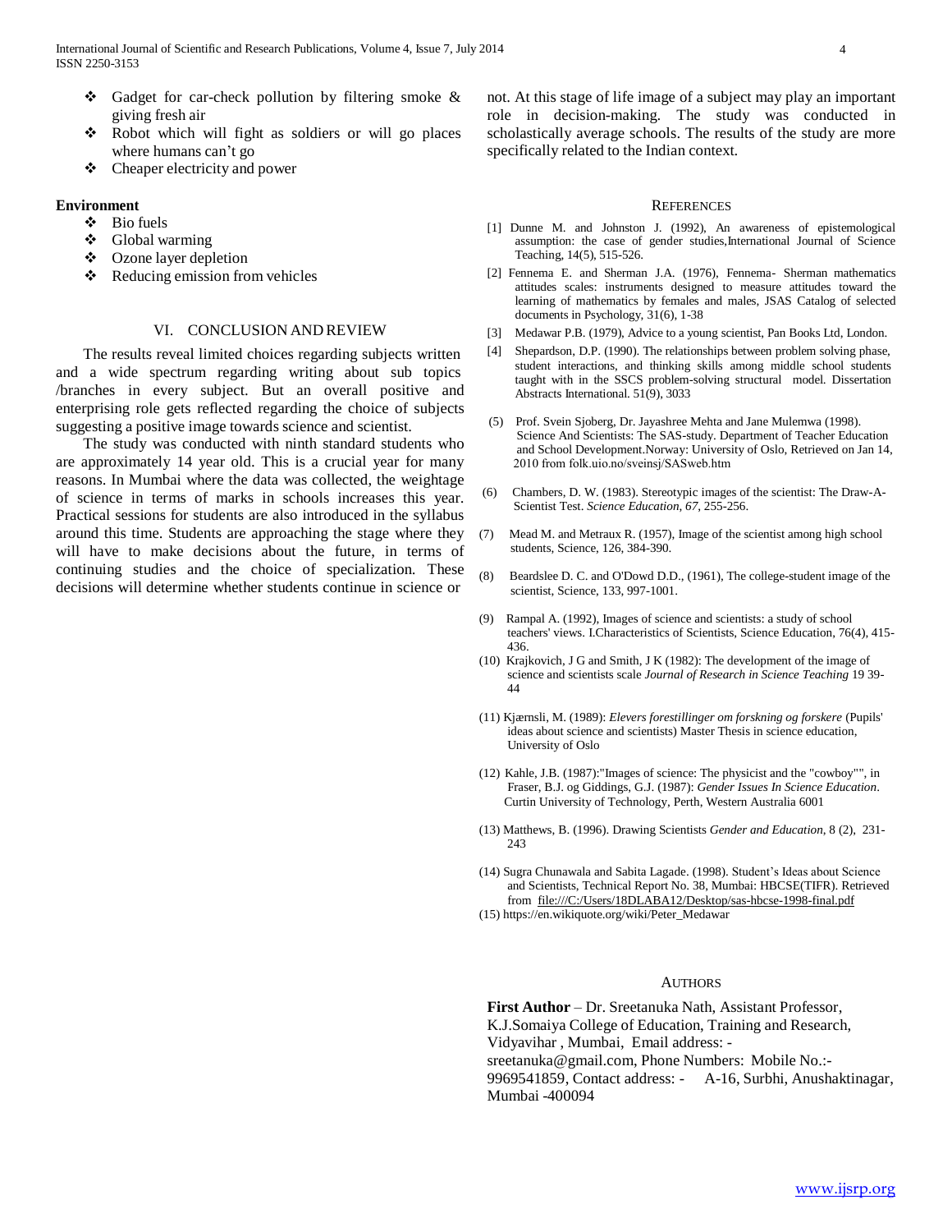- Gadget for car-check pollution by filtering smoke & giving fresh air
- Robot which will fight as soldiers or will go places where humans can't go
- Cheaper electricity and power

**Environment**

- Bio fuels
- Global warming
- Ozone layer depletion
- Reducing emission from vehicles

## VI. Conclusion and Review

The results reveal limited choices regarding subjects written and a wide spectrum regarding writing about sub topics /branches in every subject. But an overall positive and enterprising role gets reflected regarding the choice of subjects suggesting a positive image towards science and scientist.

The study was conducted with ninth standard students who are approximately 14 year old. This is a crucial year for many reasons. In Mumbai where the data was collected, the weightage of science in terms of marks in schools increases this year. Practical sessions for students are also introduced in the syllabus around this time. Students are approaching the stage where they will have to make decisions about the future, in terms of continuing studies and the choice of specialization. These decisions will determine whether students continue in science or not. At this stage of life image of a subject may play an important role in decision-making. The study was conducted in scholastically average schools. The results of the study are more specifically related to the Indian context.

## References

[1] Dunne M. and Johnston J. (1992), An awareness of epistemological assumption: the case of gender studies,International Journal of Science Teaching, 14(5), 515-526.

[2] Fennema E. and Sherman J.A. (1976), Fennema- Sherman mathematics attitudes scales: instruments designed to measure attitudes toward the learning of mathematics by females and males, JSAS Catalog of selected documents in Psychology, 31(6), 1-38

[3] Medawar P.B. (1979), Advice to a young scientist, Pan Books Ltd, London.

[4] Shepardson, D.P. (1990). The relationships between problem solving phase, student interactions, and thinking skills among middle school students taught with in the SSCS problem-solving structural model. Dissertation Abstracts International. 51(9), 3033

(5) Prof. Svein Sjoberg, Dr. Jayashree Mehta and Jane Mulemwa (1998). Science And Scientists: The SAS-study. Department of Teacher Education and School Development.Norway: University of Oslo, Retrieved on Jan 14, 2010 from folk.uio.no/sveinsj/SASweb.htm

(6) Chambers, D. W. (1983). Stereotypic images of the scientist: The Draw-A-Scientist Test. *Science Education*, *67*, 255-256.

(7) Mead M. and Metraux R. (1957), Image of the scientist among high school students, Science, 126, 384-390.

(8) Beardslee D. C. and O'Dowd D.D., (1961), The college-student image of the scientist, Science, 133, 997-1001.

(9) Rampal A. (1992), Images of science and scientists: a study of school teachers' views. I.Characteristics of Scientists, Science Education, 76(4), 415-436.

(10) Krajkovich, J G and Smith, J K (1982): The development of the image of science and scientists scale *Journal of Research in Science Teaching* 19 39-44

(11) Kjærnsli, M. (1989): *Elevers forestillinger om forskning og forskere* (Pupils' ideas about science and scientists) Master Thesis in science education, University of Oslo

(12) Kahle, J.B. (1987):"Images of science: The physicist and the "cowboy"", in Fraser, B.J. og Giddings, G.J. (1987): *Gender Issues In Science Education*. Curtin University of Technology, Perth, Western Australia 6001

(13) Matthews, B. (1996). Drawing Scientists *Gender and Education*, 8 (2), 231-243

(14) Sugra Chunawala and Sabita Lagade. (1998). Student's Ideas about Science and Scientists, Technical Report No. 38, Mumbai: HBCSE(TIFR). Retrieved from file:///C:/Users/18DLABA12/Desktop/sas-hbcse-1998-final.pdf

(15) https://en.wikiquote.org/wiki/Peter_Medawar

## Authors

**First Author** – Dr. Sreetanuka Nath, Assistant Professor, K.J.Somaiya College of Education, Training and Research, Vidyavihar , Mumbai, Email address: - sreetanuka@gmail.com, Phone Numbers: Mobile No.:- 9969541859, Contact address: - A-16, Surbhi, Anushaktinagar, Mumbai -400094